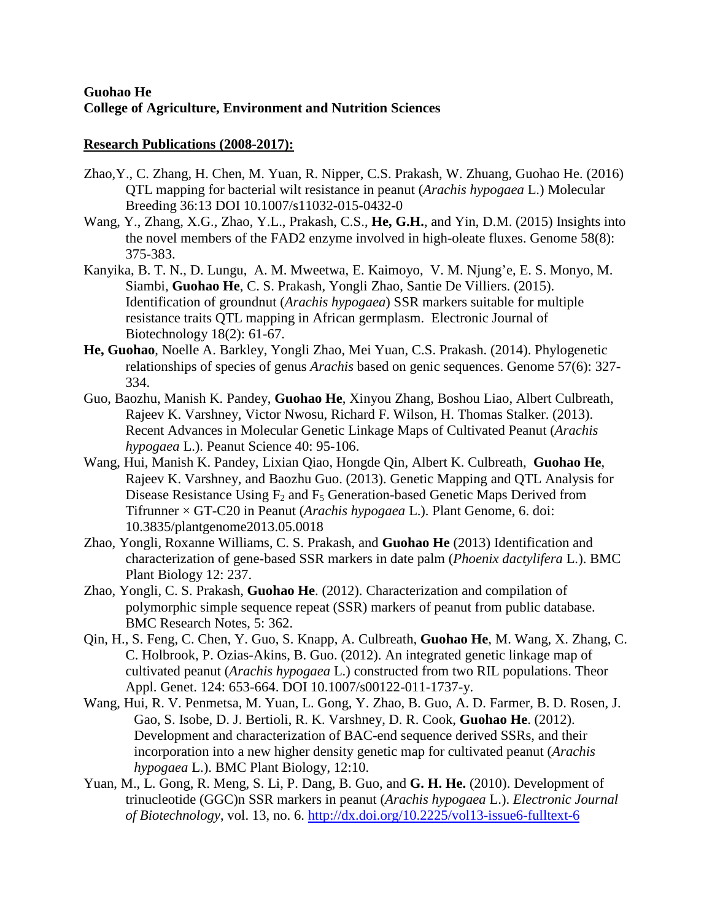**Guohao He**
**College of Agriculture, Environment and Nutrition Sciences**

**Research Publications (2008-2017):**

- Zhao,Y., C. Zhang, H. Chen, M. Yuan, R. Nipper, C.S. Prakash, W. Zhuang, Guohao He. (2016) QTL mapping for bacterial wilt resistance in peanut (*Arachis hypogaea* L.) Molecular Breeding 36:13 DOI 10.1007/s11032-015-0432-0
- Wang, Y., Zhang, X.G., Zhao, Y.L., Prakash, C.S., **He, G.H.**, and Yin, D.M. (2015) Insights into the novel members of the FAD2 enzyme involved in high-oleate fluxes. Genome 58(8): 375-383.
- Kanyika, B. T. N., D. Lungu, A. M. Mweetwa, E. Kaimoyo, V. M. Njung'e, E. S. Monyo, M. Siambi, **Guohao He**, C. S. Prakash, Yongli Zhao, Santie De Villiers. (2015). Identification of groundnut (*Arachis hypogaea*) SSR markers suitable for multiple resistance traits QTL mapping in African germplasm. Electronic Journal of Biotechnology 18(2): 61-67.
- **He, Guohao**, Noelle A. Barkley, Yongli Zhao, Mei Yuan, C.S. Prakash. (2014). Phylogenetic relationships of species of genus *Arachis* based on genic sequences. Genome 57(6): 327-334.
- Guo, Baozhu, Manish K. Pandey, **Guohao He**, Xinyou Zhang, Boshou Liao, Albert Culbreath, Rajeev K. Varshney, Victor Nwosu, Richard F. Wilson, H. Thomas Stalker. (2013). Recent Advances in Molecular Genetic Linkage Maps of Cultivated Peanut (*Arachis hypogaea* L.). Peanut Science 40: 95-106.
- Wang, Hui, Manish K. Pandey, Lixian Qiao, Hongde Qin, Albert K. Culbreath, **Guohao He**, Rajeev K. Varshney, and Baozhu Guo. (2013). Genetic Mapping and QTL Analysis for Disease Resistance Using $F_2$ and $F_5$ Generation-based Genetic Maps Derived from Tifrunner × GT-C20 in Peanut (*Arachis hypogaea* L.). Plant Genome, 6. doi: 10.3835/plantgenome2013.05.0018
- Zhao, Yongli, Roxanne Williams, C. S. Prakash, and **Guohao He** (2013) Identification and characterization of gene-based SSR markers in date palm (*Phoenix dactylifera* L.). BMC Plant Biology 12: 237.
- Zhao, Yongli, C. S. Prakash, **Guohao He**. (2012). Characterization and compilation of polymorphic simple sequence repeat (SSR) markers of peanut from public database. BMC Research Notes, 5: 362.
- Qin, H., S. Feng, C. Chen, Y. Guo, S. Knapp, A. Culbreath, **Guohao He**, M. Wang, X. Zhang, C. C. Holbrook, P. Ozias-Akins, B. Guo. (2012). An integrated genetic linkage map of cultivated peanut (*Arachis hypogaea* L.) constructed from two RIL populations. Theor Appl. Genet. 124: 653-664. DOI 10.1007/s00122-011-1737-y.
- Wang, Hui, R. V. Penmetsa, M. Yuan, L. Gong, Y. Zhao, B. Guo, A. D. Farmer, B. D. Rosen, J. Gao, S. Isobe, D. J. Bertioli, R. K. Varshney, D. R. Cook, **Guohao He**. (2012). Development and characterization of BAC-end sequence derived SSRs, and their incorporation into a new higher density genetic map for cultivated peanut (*Arachis hypogaea* L.). BMC Plant Biology, 12:10.
- Yuan, M., L. Gong, R. Meng, S. Li, P. Dang, B. Guo, and **G. H. He.** (2010). Development of trinucleotide (GGC)n SSR markers in peanut (*Arachis hypogaea* L.). *Electronic Journal of Biotechnology*, vol. 13, no. 6. http://dx.doi.org/10.2225/vol13-issue6-fulltext-6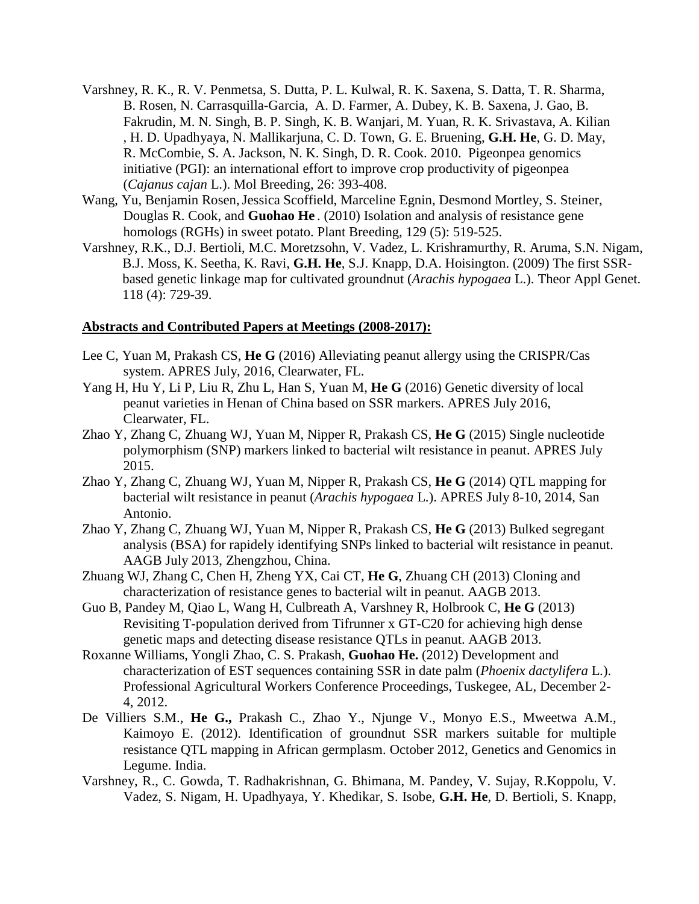Varshney, R. K., R. V. Penmetsa, S. Dutta, P. L. Kulwal, R. K. Saxena, S. Datta, T. R. Sharma, B. Rosen, N. Carrasquilla-Garcia, A. D. Farmer, A. Dubey, K. B. Saxena, J. Gao, B. Fakrudin, M. N. Singh, B. P. Singh, K. B. Wanjari, M. Yuan, R. K. Srivastava, A. Kilian , H. D. Upadhyaya, N. Mallikarjuna, C. D. Town, G. E. Bruening, **G.H. He**, G. D. May, R. McCombie, S. A. Jackson, N. K. Singh, D. R. Cook. 2010. Pigeonpea genomics initiative (PGI): an international effort to improve crop productivity of pigeonpea (*Cajanus cajan* L.). Mol Breeding, 26: 393-408.

Wang, Yu, Benjamin Rosen, Jessica Scoffield, Marceline Egnin, Desmond Mortley, S. Steiner, Douglas R. Cook, and **Guohao He** . (2010) Isolation and analysis of resistance gene homologs (RGHs) in sweet potato. Plant Breeding, 129 (5): 519-525.

Varshney, R.K., D.J. Bertioli, M.C. Moretzsohn, V. Vadez, L. Krishramurthy, R. Aruma, S.N. Nigam, B.J. Moss, K. Seetha, K. Ravi, **G.H. He**, S.J. Knapp, D.A. Hoisington. (2009) The first SSR-based genetic linkage map for cultivated groundnut (*Arachis hypogaea* L.). Theor Appl Genet. 118 (4): 729-39.

**Abstracts and Contributed Papers at Meetings (2008-2017):**

Lee C, Yuan M, Prakash CS, **He G** (2016) Alleviating peanut allergy using the CRISPR/Cas system. APRES July, 2016, Clearwater, FL.

Yang H, Hu Y, Li P, Liu R, Zhu L, Han S, Yuan M, **He G** (2016) Genetic diversity of local peanut varieties in Henan of China based on SSR markers. APRES July 2016, Clearwater, FL.

Zhao Y, Zhang C, Zhuang WJ, Yuan M, Nipper R, Prakash CS, **He G** (2015) Single nucleotide polymorphism (SNP) markers linked to bacterial wilt resistance in peanut. APRES July 2015.

Zhao Y, Zhang C, Zhuang WJ, Yuan M, Nipper R, Prakash CS, **He G** (2014) QTL mapping for bacterial wilt resistance in peanut (*Arachis hypogaea* L.). APRES July 8-10, 2014, San Antonio.

Zhao Y, Zhang C, Zhuang WJ, Yuan M, Nipper R, Prakash CS, **He G** (2013) Bulked segregant analysis (BSA) for rapidely identifying SNPs linked to bacterial wilt resistance in peanut. AAGB July 2013, Zhengzhou, China.

Zhuang WJ, Zhang C, Chen H, Zheng YX, Cai CT, **He G**, Zhuang CH (2013) Cloning and characterization of resistance genes to bacterial wilt in peanut. AAGB 2013.

Guo B, Pandey M, Qiao L, Wang H, Culbreath A, Varshney R, Holbrook C, **He G** (2013) Revisiting T-population derived from Tifrunner x GT-C20 for achieving high dense genetic maps and detecting disease resistance QTLs in peanut. AAGB 2013.

Roxanne Williams, Yongli Zhao, C. S. Prakash, **Guohao He.** (2012) Development and characterization of EST sequences containing SSR in date palm (*Phoenix dactylifera* L.). Professional Agricultural Workers Conference Proceedings, Tuskegee, AL, December 2-4, 2012.

De Villiers S.M., **He G.,** Prakash C., Zhao Y., Njunge V., Monyo E.S., Mweetwa A.M., Kaimoyo E. (2012). Identification of groundnut SSR markers suitable for multiple resistance QTL mapping in African germplasm. October 2012, Genetics and Genomics in Legume. India.

Varshney, R., C. Gowda, T. Radhakrishnan, G. Bhimana, M. Pandey, V. Sujay, R.Koppolu, V. Vadez, S. Nigam, H. Upadhyaya, Y. Khedikar, S. Isobe, **G.H. He**, D. Bertioli, S. Knapp,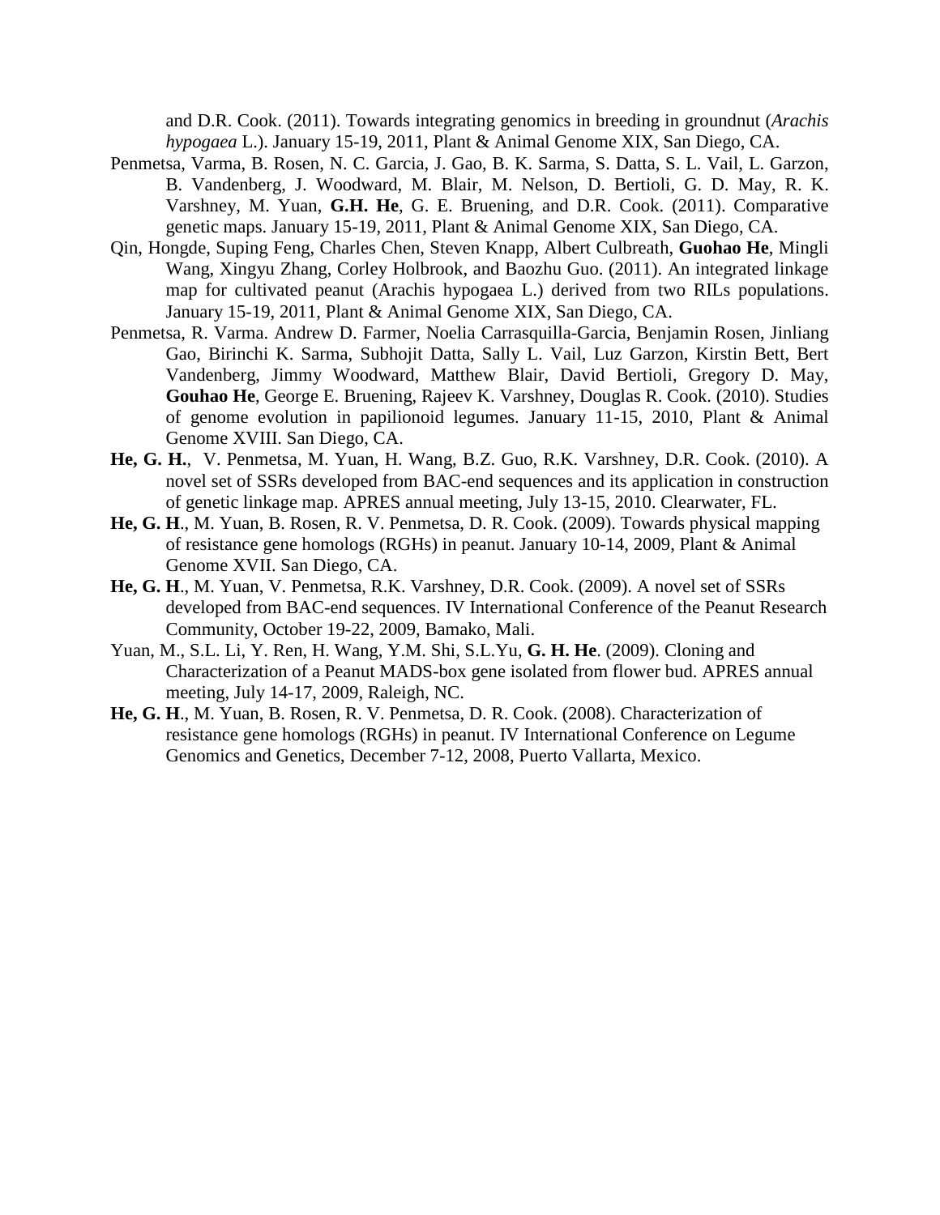and D.R. Cook. (2011). Towards integrating genomics in breeding in groundnut (*Arachis hypogaea* L.). January 15-19, 2011, Plant & Animal Genome XIX, San Diego, CA.

Penmetsa, Varma, B. Rosen, N. C. Garcia, J. Gao, B. K. Sarma, S. Datta, S. L. Vail, L. Garzon, B. Vandenberg, J. Woodward, M. Blair, M. Nelson, D. Bertioli, G. D. May, R. K. Varshney, M. Yuan, **G.H. He**, G. E. Bruening, and D.R. Cook. (2011). Comparative genetic maps. January 15-19, 2011, Plant & Animal Genome XIX, San Diego, CA.

Qin, Hongde, Suping Feng, Charles Chen, Steven Knapp, Albert Culbreath, **Guohao He**, Mingli Wang, Xingyu Zhang, Corley Holbrook, and Baozhu Guo. (2011). An integrated linkage map for cultivated peanut (Arachis hypogaea L.) derived from two RILs populations. January 15-19, 2011, Plant & Animal Genome XIX, San Diego, CA.

Penmetsa, R. Varma. Andrew D. Farmer, Noelia Carrasquilla-Garcia, Benjamin Rosen, Jinliang Gao, Birinchi K. Sarma, Subhojit Datta, Sally L. Vail, Luz Garzon, Kirstin Bett, Bert Vandenberg, Jimmy Woodward, Matthew Blair, David Bertioli, Gregory D. May, **Gouhao He**, George E. Bruening, Rajeev K. Varshney, Douglas R. Cook. (2010). Studies of genome evolution in papilionoid legumes. January 11-15, 2010, Plant & Animal Genome XVIII. San Diego, CA.

**He, G. H.**, V. Penmetsa, M. Yuan, H. Wang, B.Z. Guo, R.K. Varshney, D.R. Cook. (2010). A novel set of SSRs developed from BAC-end sequences and its application in construction of genetic linkage map. APRES annual meeting, July 13-15, 2010. Clearwater, FL.

**He, G. H**., M. Yuan, B. Rosen, R. V. Penmetsa, D. R. Cook. (2009). Towards physical mapping of resistance gene homologs (RGHs) in peanut. January 10-14, 2009, Plant & Animal Genome XVII. San Diego, CA.

**He, G. H**., M. Yuan, V. Penmetsa, R.K. Varshney, D.R. Cook. (2009). A novel set of SSRs developed from BAC-end sequences. IV International Conference of the Peanut Research Community, October 19-22, 2009, Bamako, Mali.

Yuan, M., S.L. Li, Y. Ren, H. Wang, Y.M. Shi, S.L.Yu, **G. H. He**. (2009). Cloning and Characterization of a Peanut MADS-box gene isolated from flower bud. APRES annual meeting, July 14-17, 2009, Raleigh, NC.

**He, G. H**., M. Yuan, B. Rosen, R. V. Penmetsa, D. R. Cook. (2008). Characterization of resistance gene homologs (RGHs) in peanut. IV International Conference on Legume Genomics and Genetics, December 7-12, 2008, Puerto Vallarta, Mexico.